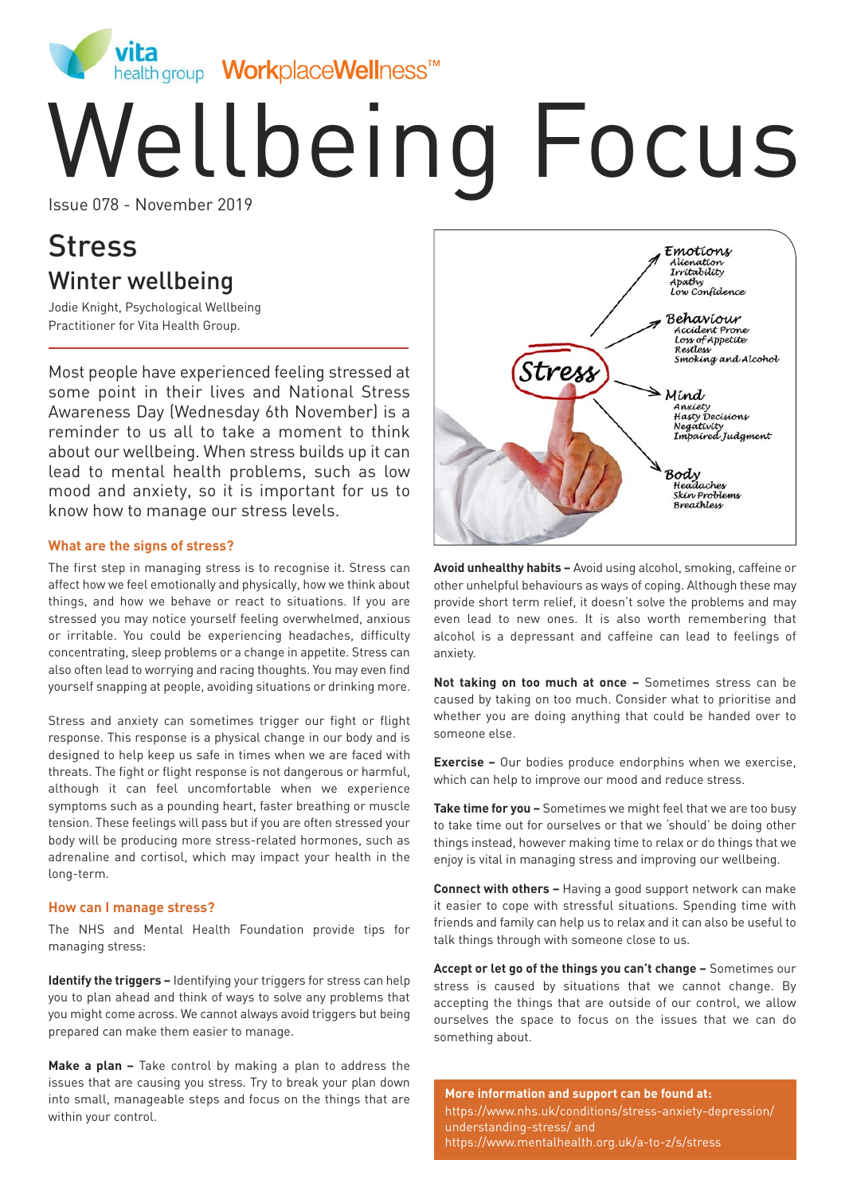vita health group WorkplaceWellness™

# Wellbeing Focus

Issue 078 - November 2019

## Stress

### Winter wellbeing

Jodie Knight, Psychological Wellbeing Practitioner for Vita Health Group.

Most people have experienced feeling stressed at some point in their lives and National Stress Awareness Day (Wednesday 6th November) is a reminder to us all to take a moment to think about our wellbeing. When stress builds up it can lead to mental health problems, such as low mood and anxiety, so it is important for us to know how to manage our stress levels.

#### What are the signs of stress?

The first step in managing stress is to recognise it. Stress can affect how we feel emotionally and physically, how we think about things, and how we behave or react to situations. If you are stressed you may notice yourself feeling overwhelmed, anxious or irritable. You could be experiencing headaches, difficulty concentrating, sleep problems or a change in appetite. Stress can also often lead to worrying and racing thoughts. You may even find yourself snapping at people, avoiding situations or drinking more.

Stress and anxiety can sometimes trigger our fight or flight response. This response is a physical change in our body and is designed to help keep us safe in times when we are faced with threats. The fight or flight response is not dangerous or harmful, although it can feel uncomfortable when we experience symptoms such as a pounding heart, faster breathing or muscle tension. These feelings will pass but if you are often stressed your body will be producing more stress-related hormones, such as adrenaline and cortisol, which may impact your health in the long-term.

#### How can I manage stress?

The NHS and Mental Health Foundation provide tips for managing stress:

**Identify the triggers –** Identifying your triggers for stress can help you to plan ahead and think of ways to solve any problems that you might come across. We cannot always avoid triggers but being prepared can make them easier to manage.

**Make a plan –** Take control by making a plan to address the issues that are causing you stress. Try to break your plan down into small, manageable steps and focus on the things that are within your control.

Stress
- Emotions: Alienation, Irritability, Apathy, Low Confidence
- Behaviour: Accident Prone, Loss of Appetite, Restless, Smoking and Alcohol
- Mind: Anxiety, Hasty Decisions, Negativity, Impaired Judgment
- Body: Headaches, Skin Problems, Breathless

**Avoid unhealthy habits –** Avoid using alcohol, smoking, caffeine or other unhelpful behaviours as ways of coping. Although these may provide short term relief, it doesn't solve the problems and may even lead to new ones. It is also worth remembering that alcohol is a depressant and caffeine can lead to feelings of anxiety.

**Not taking on too much at once –** Sometimes stress can be caused by taking on too much. Consider what to prioritise and whether you are doing anything that could be handed over to someone else.

**Exercise –** Our bodies produce endorphins when we exercise, which can help to improve our mood and reduce stress.

**Take time for you –** Sometimes we might feel that we are too busy to take time out for ourselves or that we 'should' be doing other things instead, however making time to relax or do things that we enjoy is vital in managing stress and improving our wellbeing.

**Connect with others –** Having a good support network can make it easier to cope with stressful situations. Spending time with friends and family can help us to relax and it can also be useful to talk things through with someone close to us.

**Accept or let go of the things you can't change –** Sometimes our stress is caused by situations that we cannot change. By accepting the things that are outside of our control, we allow ourselves the space to focus on the issues that we can do something about.

**More information and support can be found at:**
https://www.nhs.uk/conditions/stress-anxiety-depression/understanding-stress/ and
https://www.mentalhealth.org.uk/a-to-z/s/stress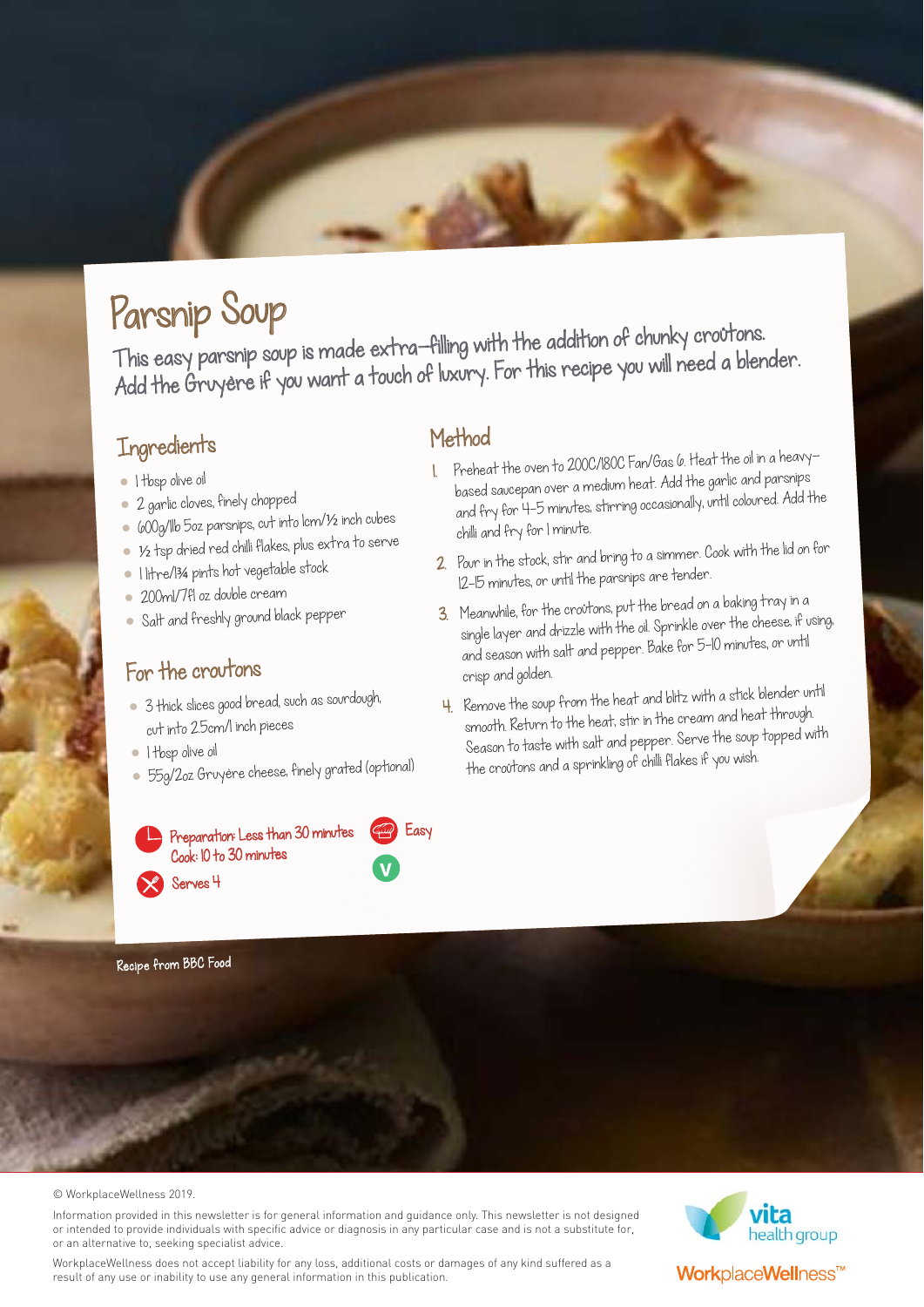# Parsnip Soup

This easy parsnip soup is made extra-filling with the addition of chunky croûtons. Add the Gruyère if you want a touch of luxury. For this recipe you will need a blender.

## Ingredients

- 1 tbsp olive oil
- 2 garlic cloves, finely chopped
- 600g/1lb 5oz parsnips, cut into 1cm/½ inch cubes
- ½ tsp dried red chilli flakes, plus extra to serve
- 1 litre/1¾ pints hot vegetable stock
- 200ml/7fl oz double cream
- Salt and freshly ground black pepper

## For the croutons

- 3 thick slices good bread, such as sourdough, cut into 2.5cm/1 inch pieces
- 1 tbsp olive oil
- 55g/2oz Gruyère cheese, finely grated (optional)

## Method

1. Preheat the oven to 200C/180C Fan/Gas 6. Heat the oil in a heavy-based saucepan over a medium heat. Add the garlic and parsnips and fry for 4–5 minutes, stirring occasionally, until coloured. Add the chilli and fry for 1 minute.
2. Pour in the stock, stir and bring to a simmer. Cook with the lid on for 12–15 minutes, or until the parsnips are tender.
3. Meanwhile, for the croûtons, put the bread on a baking tray in a single layer and drizzle with the oil. Sprinkle over the cheese, if using, and season with salt and pepper. Bake for 5–10 minutes, or until crisp and golden.
4. Remove the soup from the heat and blitz with a stick blender until smooth. Return to the heat, stir in the cream and heat through. Season to taste with salt and pepper. Serve the soup topped with the croûtons and a sprinkling of chilli flakes if you wish.

Preparation: Less than 30 minutes
Cook: 10 to 30 minutes
Serves 4
Easy
V

Recipe from BBC Food

© WorkplaceWellness 2019.

Information provided in this newsletter is for general information and guidance only. This newsletter is not designed or intended to provide individuals with specific advice or diagnosis in any particular case and is not a substitute for, or an alternative to, seeking specialist advice.

WorkplaceWellness does not accept liability for any loss, additional costs or damages of any kind suffered as a result of any use or inability to use any general information in this publication.

vita health group

WorkplaceWellness™